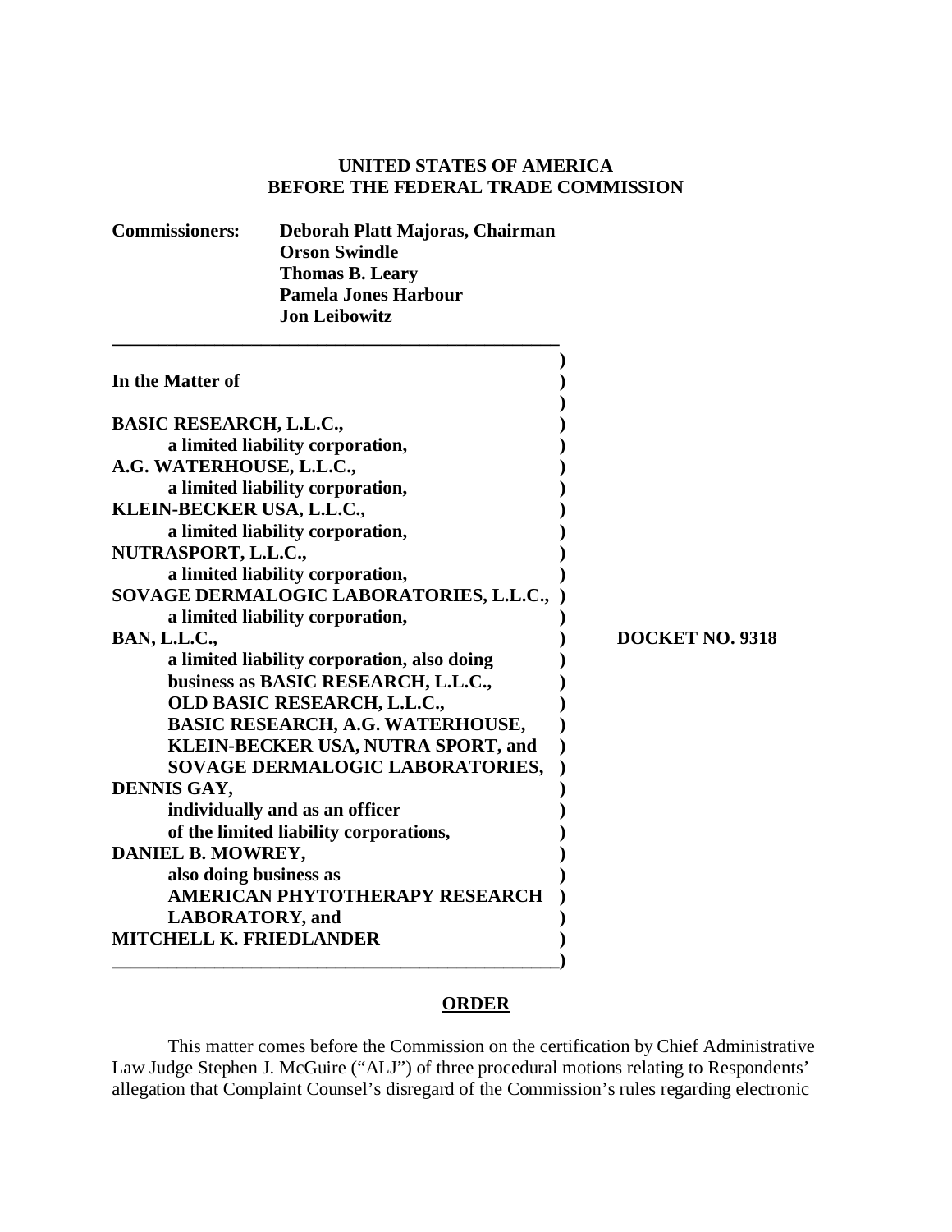**UNITED STATES OF AMERICA**
**BEFORE THE FEDERAL TRADE COMMISSION**

**Commissioners:** **Deborah Platt Majoras, Chairman**
**Orson Swindle**
**Thomas B. Leary**
**Pamela Jones Harbour**
**Jon Leibowitz**

**In the Matter of**

**BASIC RESEARCH, L.L.C.,**
**a limited liability corporation,**
**A.G. WATERHOUSE, L.L.C.,**
**a limited liability corporation,**
**KLEIN-BECKER USA, L.L.C.,**
**a limited liability corporation,**
**NUTRASPORT, L.L.C.,**
**a limited liability corporation,**
**SOVAGE DERMALOGIC LABORATORIES, L.L.C.,**
**a limited liability corporation,**
**BAN, L.L.C.,**
**a limited liability corporation, also doing business as BASIC RESEARCH, L.L.C., OLD BASIC RESEARCH, L.L.C., BASIC RESEARCH, A.G. WATERHOUSE, KLEIN-BECKER USA, NUTRA SPORT, and SOVAGE DERMALOGIC LABORATORIES,**
**DENNIS GAY,**
**individually and as an officer of the limited liability corporations,**
**DANIEL B. MOWREY,**
**also doing business as AMERICAN PHYTOTHERAPY RESEARCH LABORATORY, and**
**MITCHELL K. FRIEDLANDER**

**DOCKET NO. 9318**

## ORDER

This matter comes before the Commission on the certification by Chief Administrative Law Judge Stephen J. McGuire ("ALJ") of three procedural motions relating to Respondents' allegation that Complaint Counsel's disregard of the Commission's rules regarding electronic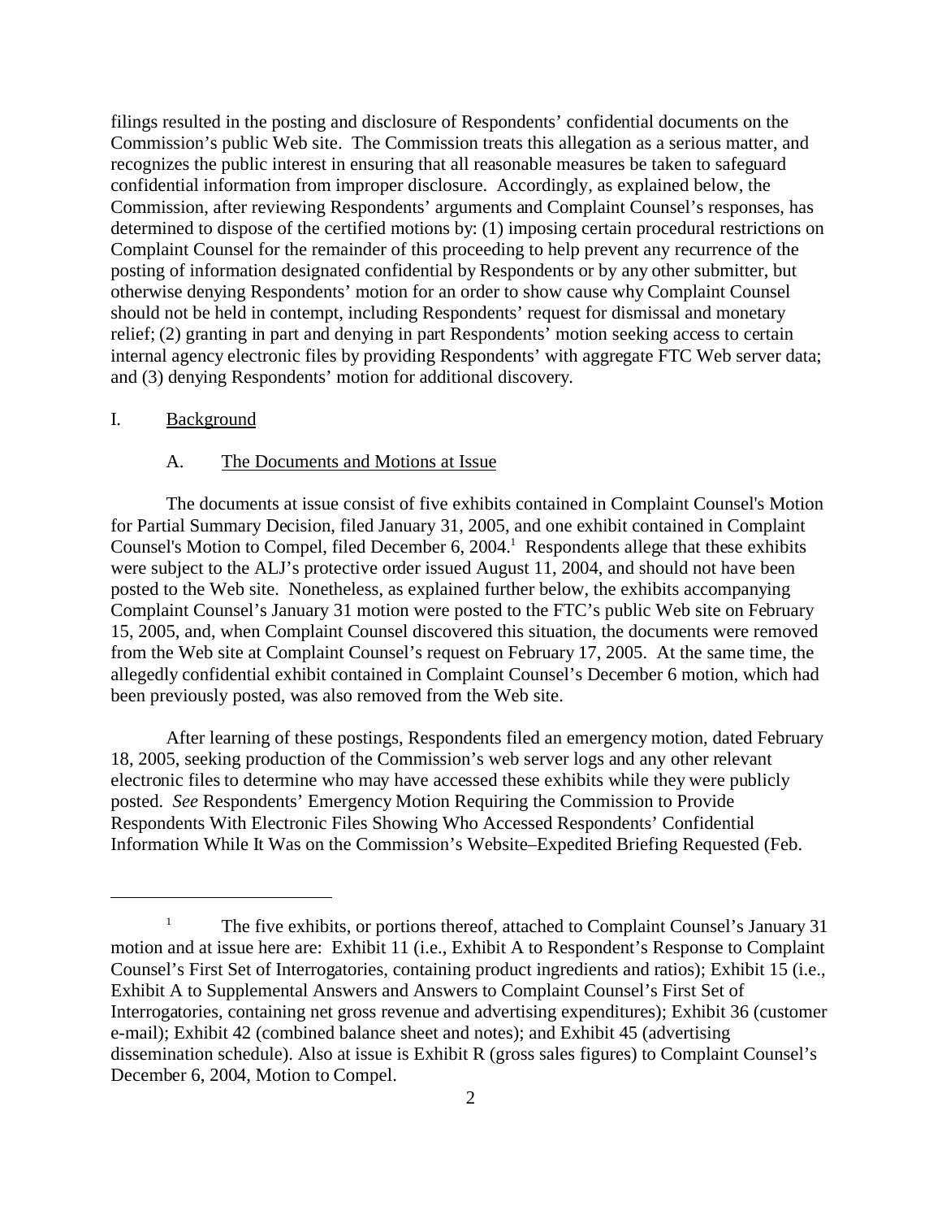filings resulted in the posting and disclosure of Respondents' confidential documents on the Commission's public Web site. The Commission treats this allegation as a serious matter, and recognizes the public interest in ensuring that all reasonable measures be taken to safeguard confidential information from improper disclosure. Accordingly, as explained below, the Commission, after reviewing Respondents' arguments and Complaint Counsel's responses, has determined to dispose of the certified motions by: (1) imposing certain procedural restrictions on Complaint Counsel for the remainder of this proceeding to help prevent any recurrence of the posting of information designated confidential by Respondents or by any other submitter, but otherwise denying Respondents' motion for an order to show cause why Complaint Counsel should not be held in contempt, including Respondents' request for dismissal and monetary relief; (2) granting in part and denying in part Respondents' motion seeking access to certain internal agency electronic files by providing Respondents' with aggregate FTC Web server data; and (3) denying Respondents' motion for additional discovery.

## I. Background

### A. The Documents and Motions at Issue

The documents at issue consist of five exhibits contained in Complaint Counsel's Motion for Partial Summary Decision, filed January 31, 2005, and one exhibit contained in Complaint Counsel's Motion to Compel, filed December 6, 2004.[1] Respondents allege that these exhibits were subject to the ALJ's protective order issued August 11, 2004, and should not have been posted to the Web site. Nonetheless, as explained further below, the exhibits accompanying Complaint Counsel's January 31 motion were posted to the FTC's public Web site on February 15, 2005, and, when Complaint Counsel discovered this situation, the documents were removed from the Web site at Complaint Counsel's request on February 17, 2005. At the same time, the allegedly confidential exhibit contained in Complaint Counsel's December 6 motion, which had been previously posted, was also removed from the Web site.

After learning of these postings, Respondents filed an emergency motion, dated February 18, 2005, seeking production of the Commission's web server logs and any other relevant electronic files to determine who may have accessed these exhibits while they were publicly posted. *See* Respondents' Emergency Motion Requiring the Commission to Provide Respondents With Electronic Files Showing Who Accessed Respondents' Confidential Information While It Was on the Commission's Website–Expedited Briefing Requested (Feb.

---

[1] The five exhibits, or portions thereof, attached to Complaint Counsel's January 31 motion and at issue here are: Exhibit 11 (i.e., Exhibit A to Respondent's Response to Complaint Counsel's First Set of Interrogatories, containing product ingredients and ratios); Exhibit 15 (i.e., Exhibit A to Supplemental Answers and Answers to Complaint Counsel's First Set of Interrogatories, containing net gross revenue and advertising expenditures); Exhibit 36 (customer e-mail); Exhibit 42 (combined balance sheet and notes); and Exhibit 45 (advertising dissemination schedule). Also at issue is Exhibit R (gross sales figures) to Complaint Counsel's December 6, 2004, Motion to Compel.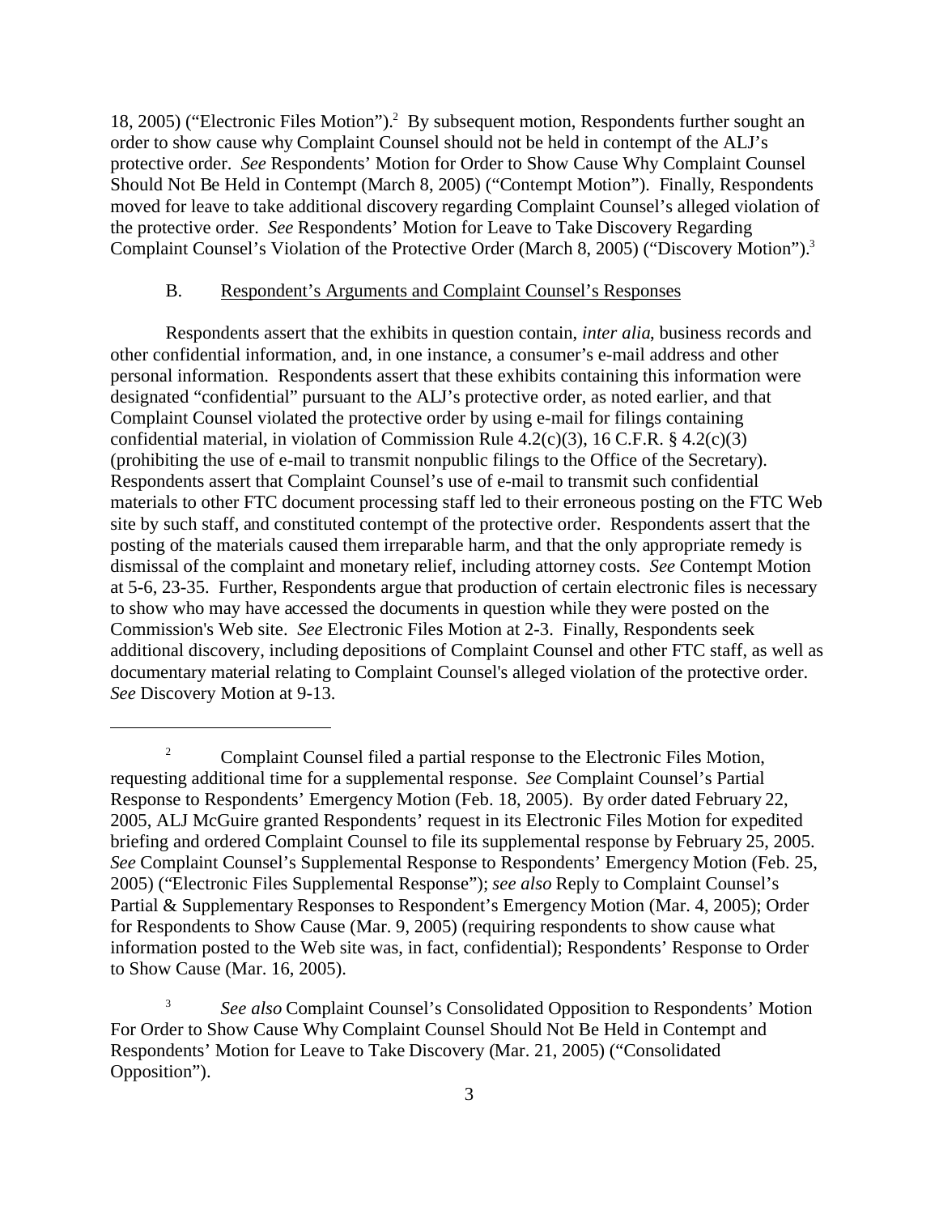18, 2005) ("Electronic Files Motion").[2] By subsequent motion, Respondents further sought an order to show cause why Complaint Counsel should not be held in contempt of the ALJ's protective order. *See* Respondents' Motion for Order to Show Cause Why Complaint Counsel Should Not Be Held in Contempt (March 8, 2005) ("Contempt Motion"). Finally, Respondents moved for leave to take additional discovery regarding Complaint Counsel's alleged violation of the protective order. *See* Respondents' Motion for Leave to Take Discovery Regarding Complaint Counsel's Violation of the Protective Order (March 8, 2005) ("Discovery Motion").[3]

### B. Respondent's Arguments and Complaint Counsel's Responses

Respondents assert that the exhibits in question contain, *inter alia*, business records and other confidential information, and, in one instance, a consumer's e-mail address and other personal information. Respondents assert that these exhibits containing this information were designated "confidential" pursuant to the ALJ's protective order, as noted earlier, and that Complaint Counsel violated the protective order by using e-mail for filings containing confidential material, in violation of Commission Rule 4.2(c)(3), 16 C.F.R. § 4.2(c)(3) (prohibiting the use of e-mail to transmit nonpublic filings to the Office of the Secretary). Respondents assert that Complaint Counsel's use of e-mail to transmit such confidential materials to other FTC document processing staff led to their erroneous posting on the FTC Web site by such staff, and constituted contempt of the protective order. Respondents assert that the posting of the materials caused them irreparable harm, and that the only appropriate remedy is dismissal of the complaint and monetary relief, including attorney costs. *See* Contempt Motion at 5-6, 23-35. Further, Respondents argue that production of certain electronic files is necessary to show who may have accessed the documents in question while they were posted on the Commission's Web site. *See* Electronic Files Motion at 2-3. Finally, Respondents seek additional discovery, including depositions of Complaint Counsel and other FTC staff, as well as documentary material relating to Complaint Counsel's alleged violation of the protective order. *See* Discovery Motion at 9-13.

---

[2] Complaint Counsel filed a partial response to the Electronic Files Motion, requesting additional time for a supplemental response. *See* Complaint Counsel's Partial Response to Respondents' Emergency Motion (Feb. 18, 2005). By order dated February 22, 2005, ALJ McGuire granted Respondents' request in its Electronic Files Motion for expedited briefing and ordered Complaint Counsel to file its supplemental response by February 25, 2005. *See* Complaint Counsel's Supplemental Response to Respondents' Emergency Motion (Feb. 25, 2005) ("Electronic Files Supplemental Response"); *see also* Reply to Complaint Counsel's Partial & Supplementary Responses to Respondent's Emergency Motion (Mar. 4, 2005); Order for Respondents to Show Cause (Mar. 9, 2005) (requiring respondents to show cause what information posted to the Web site was, in fact, confidential); Respondents' Response to Order to Show Cause (Mar. 16, 2005).

[3] *See also* Complaint Counsel's Consolidated Opposition to Respondents' Motion For Order to Show Cause Why Complaint Counsel Should Not Be Held in Contempt and Respondents' Motion for Leave to Take Discovery (Mar. 21, 2005) ("Consolidated Opposition").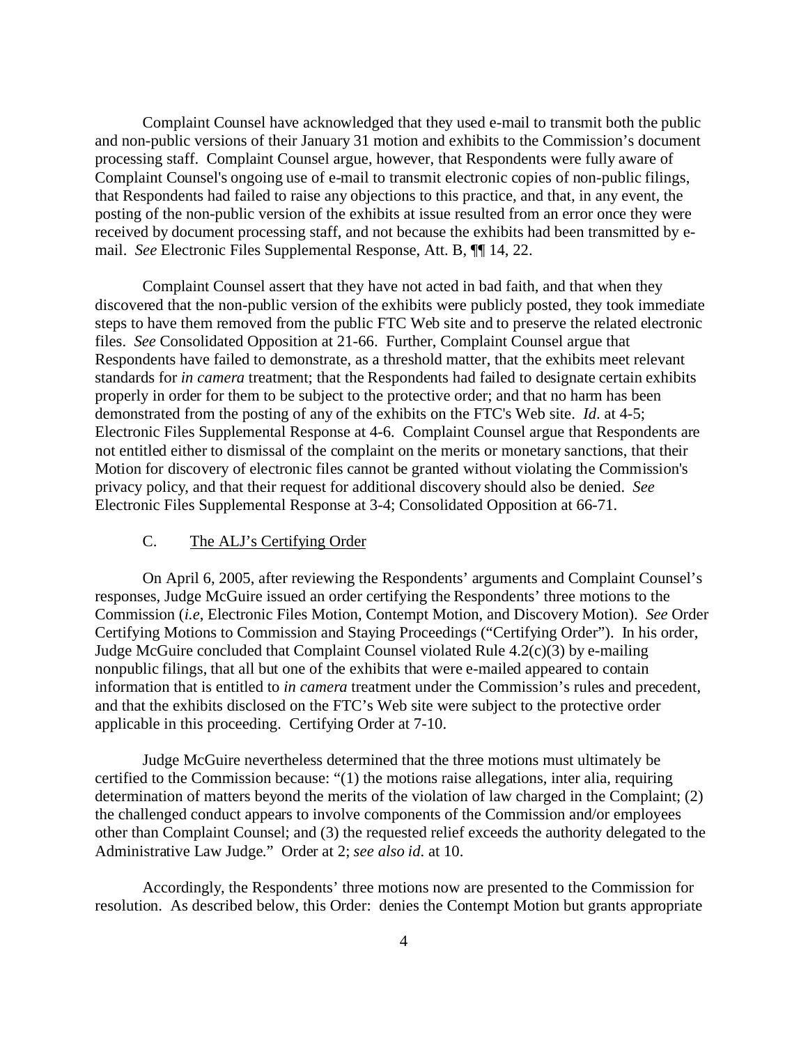Complaint Counsel have acknowledged that they used e-mail to transmit both the public and non-public versions of their January 31 motion and exhibits to the Commission's document processing staff. Complaint Counsel argue, however, that Respondents were fully aware of Complaint Counsel's ongoing use of e-mail to transmit electronic copies of non-public filings, that Respondents had failed to raise any objections to this practice, and that, in any event, the posting of the non-public version of the exhibits at issue resulted from an error once they were received by document processing staff, and not because the exhibits had been transmitted by e-mail. *See* Electronic Files Supplemental Response, Att. B, ¶¶ 14, 22.

Complaint Counsel assert that they have not acted in bad faith, and that when they discovered that the non-public version of the exhibits were publicly posted, they took immediate steps to have them removed from the public FTC Web site and to preserve the related electronic files. *See* Consolidated Opposition at 21-66. Further, Complaint Counsel argue that Respondents have failed to demonstrate, as a threshold matter, that the exhibits meet relevant standards for *in camera* treatment; that the Respondents had failed to designate certain exhibits properly in order for them to be subject to the protective order; and that no harm has been demonstrated from the posting of any of the exhibits on the FTC's Web site. *Id.* at 4-5; Electronic Files Supplemental Response at 4-6. Complaint Counsel argue that Respondents are not entitled either to dismissal of the complaint on the merits or monetary sanctions, that their Motion for discovery of electronic files cannot be granted without violating the Commission's privacy policy, and that their request for additional discovery should also be denied. *See* Electronic Files Supplemental Response at 3-4; Consolidated Opposition at 66-71.

C. <u>The ALJ's Certifying Order</u>

On April 6, 2005, after reviewing the Respondents' arguments and Complaint Counsel's responses, Judge McGuire issued an order certifying the Respondents' three motions to the Commission (*i.e*, Electronic Files Motion, Contempt Motion, and Discovery Motion). *See* Order Certifying Motions to Commission and Staying Proceedings ("Certifying Order"). In his order, Judge McGuire concluded that Complaint Counsel violated Rule 4.2(c)(3) by e-mailing nonpublic filings, that all but one of the exhibits that were e-mailed appeared to contain information that is entitled to *in camera* treatment under the Commission's rules and precedent, and that the exhibits disclosed on the FTC's Web site were subject to the protective order applicable in this proceeding. Certifying Order at 7-10.

Judge McGuire nevertheless determined that the three motions must ultimately be certified to the Commission because: "(1) the motions raise allegations, inter alia, requiring determination of matters beyond the merits of the violation of law charged in the Complaint; (2) the challenged conduct appears to involve components of the Commission and/or employees other than Complaint Counsel; and (3) the requested relief exceeds the authority delegated to the Administrative Law Judge." Order at 2; *see also id.* at 10.

Accordingly, the Respondents' three motions now are presented to the Commission for resolution. As described below, this Order: denies the Contempt Motion but grants appropriate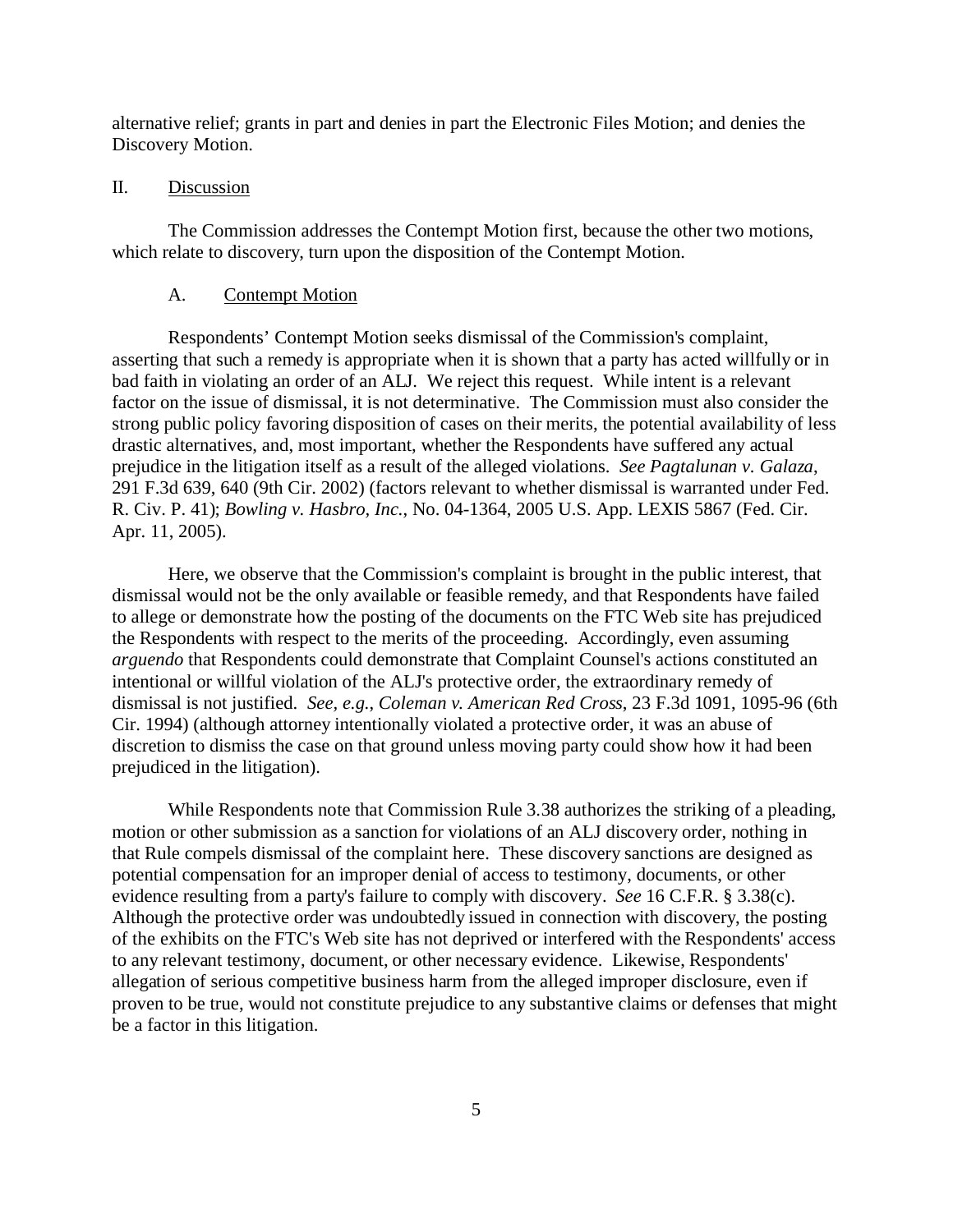alternative relief; grants in part and denies in part the Electronic Files Motion; and denies the Discovery Motion.

## II. Discussion

The Commission addresses the Contempt Motion first, because the other two motions, which relate to discovery, turn upon the disposition of the Contempt Motion.

### A. Contempt Motion

Respondents' Contempt Motion seeks dismissal of the Commission's complaint, asserting that such a remedy is appropriate when it is shown that a party has acted willfully or in bad faith in violating an order of an ALJ. We reject this request. While intent is a relevant factor on the issue of dismissal, it is not determinative. The Commission must also consider the strong public policy favoring disposition of cases on their merits, the potential availability of less drastic alternatives, and, most important, whether the Respondents have suffered any actual prejudice in the litigation itself as a result of the alleged violations. *See Pagtalunan v. Galaza*, 291 F.3d 639, 640 (9th Cir. 2002) (factors relevant to whether dismissal is warranted under Fed. R. Civ. P. 41); *Bowling v. Hasbro, Inc.*, No. 04-1364, 2005 U.S. App. LEXIS 5867 (Fed. Cir. Apr. 11, 2005).

Here, we observe that the Commission's complaint is brought in the public interest, that dismissal would not be the only available or feasible remedy, and that Respondents have failed to allege or demonstrate how the posting of the documents on the FTC Web site has prejudiced the Respondents with respect to the merits of the proceeding. Accordingly, even assuming *arguendo* that Respondents could demonstrate that Complaint Counsel's actions constituted an intentional or willful violation of the ALJ's protective order, the extraordinary remedy of dismissal is not justified. *See, e.g.*, *Coleman v. American Red Cross*, 23 F.3d 1091, 1095-96 (6th Cir. 1994) (although attorney intentionally violated a protective order, it was an abuse of discretion to dismiss the case on that ground unless moving party could show how it had been prejudiced in the litigation).

While Respondents note that Commission Rule 3.38 authorizes the striking of a pleading, motion or other submission as a sanction for violations of an ALJ discovery order, nothing in that Rule compels dismissal of the complaint here. These discovery sanctions are designed as potential compensation for an improper denial of access to testimony, documents, or other evidence resulting from a party's failure to comply with discovery. *See* 16 C.F.R. § 3.38(c). Although the protective order was undoubtedly issued in connection with discovery, the posting of the exhibits on the FTC's Web site has not deprived or interfered with the Respondents' access to any relevant testimony, document, or other necessary evidence. Likewise, Respondents' allegation of serious competitive business harm from the alleged improper disclosure, even if proven to be true, would not constitute prejudice to any substantive claims or defenses that might be a factor in this litigation.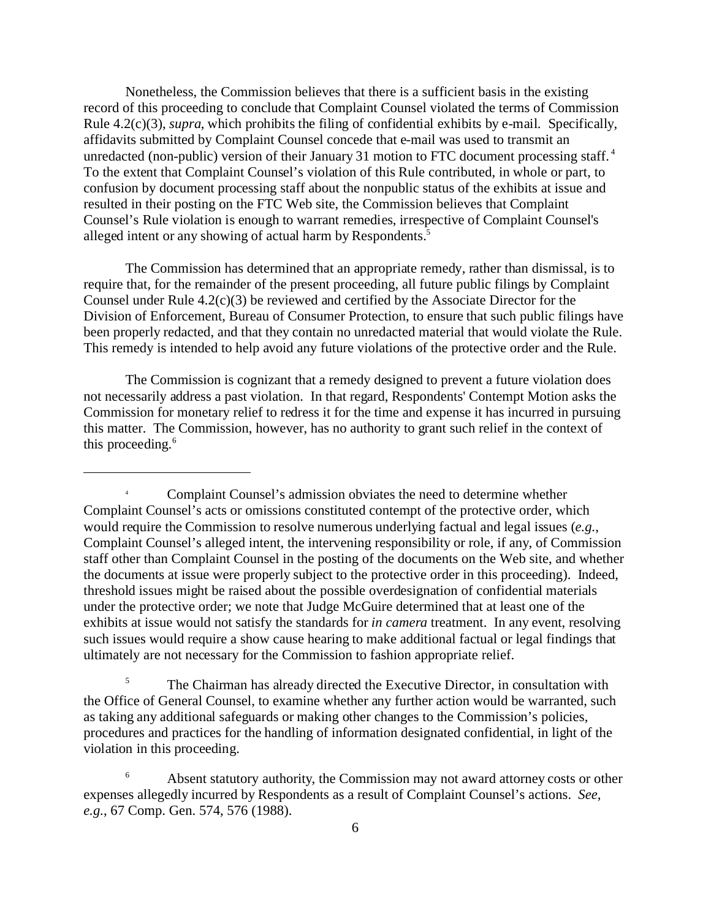Nonetheless, the Commission believes that there is a sufficient basis in the existing record of this proceeding to conclude that Complaint Counsel violated the terms of Commission Rule 4.2(c)(3), *supra*, which prohibits the filing of confidential exhibits by e-mail. Specifically, affidavits submitted by Complaint Counsel concede that e-mail was used to transmit an unredacted (non-public) version of their January 31 motion to FTC document processing staff.[4] To the extent that Complaint Counsel's violation of this Rule contributed, in whole or part, to confusion by document processing staff about the nonpublic status of the exhibits at issue and resulted in their posting on the FTC Web site, the Commission believes that Complaint Counsel's Rule violation is enough to warrant remedies, irrespective of Complaint Counsel's alleged intent or any showing of actual harm by Respondents.[5]

The Commission has determined that an appropriate remedy, rather than dismissal, is to require that, for the remainder of the present proceeding, all future public filings by Complaint Counsel under Rule 4.2(c)(3) be reviewed and certified by the Associate Director for the Division of Enforcement, Bureau of Consumer Protection, to ensure that such public filings have been properly redacted, and that they contain no unredacted material that would violate the Rule. This remedy is intended to help avoid any future violations of the protective order and the Rule.

The Commission is cognizant that a remedy designed to prevent a future violation does not necessarily address a past violation. In that regard, Respondents' Contempt Motion asks the Commission for monetary relief to redress it for the time and expense it has incurred in pursuing this matter. The Commission, however, has no authority to grant such relief in the context of this proceeding.[6]

---

[4] Complaint Counsel's admission obviates the need to determine whether Complaint Counsel's acts or omissions constituted contempt of the protective order, which would require the Commission to resolve numerous underlying factual and legal issues (*e.g.*, Complaint Counsel's alleged intent, the intervening responsibility or role, if any, of Commission staff other than Complaint Counsel in the posting of the documents on the Web site, and whether the documents at issue were properly subject to the protective order in this proceeding). Indeed, threshold issues might be raised about the possible overdesignation of confidential materials under the protective order; we note that Judge McGuire determined that at least one of the exhibits at issue would not satisfy the standards for *in camera* treatment. In any event, resolving such issues would require a show cause hearing to make additional factual or legal findings that ultimately are not necessary for the Commission to fashion appropriate relief.

[5] The Chairman has already directed the Executive Director, in consultation with the Office of General Counsel, to examine whether any further action would be warranted, such as taking any additional safeguards or making other changes to the Commission's policies, procedures and practices for the handling of information designated confidential, in light of the violation in this proceeding.

[6] Absent statutory authority, the Commission may not award attorney costs or other expenses allegedly incurred by Respondents as a result of Complaint Counsel's actions. *See, e.g.*, 67 Comp. Gen. 574, 576 (1988).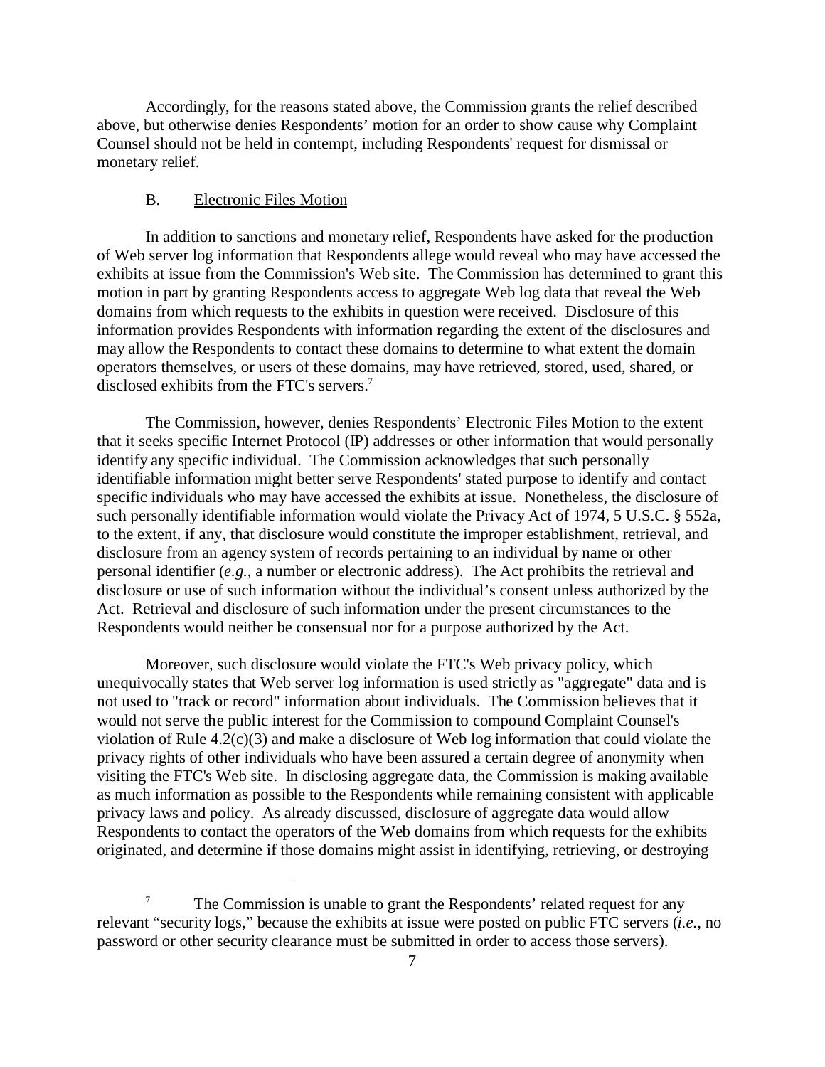Accordingly, for the reasons stated above, the Commission grants the relief described above, but otherwise denies Respondents' motion for an order to show cause why Complaint Counsel should not be held in contempt, including Respondents' request for dismissal or monetary relief.

B. Electronic Files Motion

In addition to sanctions and monetary relief, Respondents have asked for the production of Web server log information that Respondents allege would reveal who may have accessed the exhibits at issue from the Commission's Web site. The Commission has determined to grant this motion in part by granting Respondents access to aggregate Web log data that reveal the Web domains from which requests to the exhibits in question were received. Disclosure of this information provides Respondents with information regarding the extent of the disclosures and may allow the Respondents to contact these domains to determine to what extent the domain operators themselves, or users of these domains, may have retrieved, stored, used, shared, or disclosed exhibits from the FTC's servers.[7]

The Commission, however, denies Respondents' Electronic Files Motion to the extent that it seeks specific Internet Protocol (IP) addresses or other information that would personally identify any specific individual. The Commission acknowledges that such personally identifiable information might better serve Respondents' stated purpose to identify and contact specific individuals who may have accessed the exhibits at issue. Nonetheless, the disclosure of such personally identifiable information would violate the Privacy Act of 1974, 5 U.S.C. § 552a, to the extent, if any, that disclosure would constitute the improper establishment, retrieval, and disclosure from an agency system of records pertaining to an individual by name or other personal identifier (*e.g.*, a number or electronic address). The Act prohibits the retrieval and disclosure or use of such information without the individual's consent unless authorized by the Act. Retrieval and disclosure of such information under the present circumstances to the Respondents would neither be consensual nor for a purpose authorized by the Act.

Moreover, such disclosure would violate the FTC's Web privacy policy, which unequivocally states that Web server log information is used strictly as "aggregate" data and is not used to "track or record" information about individuals. The Commission believes that it would not serve the public interest for the Commission to compound Complaint Counsel's violation of Rule 4.2(c)(3) and make a disclosure of Web log information that could violate the privacy rights of other individuals who have been assured a certain degree of anonymity when visiting the FTC's Web site. In disclosing aggregate data, the Commission is making available as much information as possible to the Respondents while remaining consistent with applicable privacy laws and policy. As already discussed, disclosure of aggregate data would allow Respondents to contact the operators of the Web domains from which requests for the exhibits originated, and determine if those domains might assist in identifying, retrieving, or destroying

---

[7] The Commission is unable to grant the Respondents' related request for any relevant "security logs," because the exhibits at issue were posted on public FTC servers (*i.e.*, no password or other security clearance must be submitted in order to access those servers).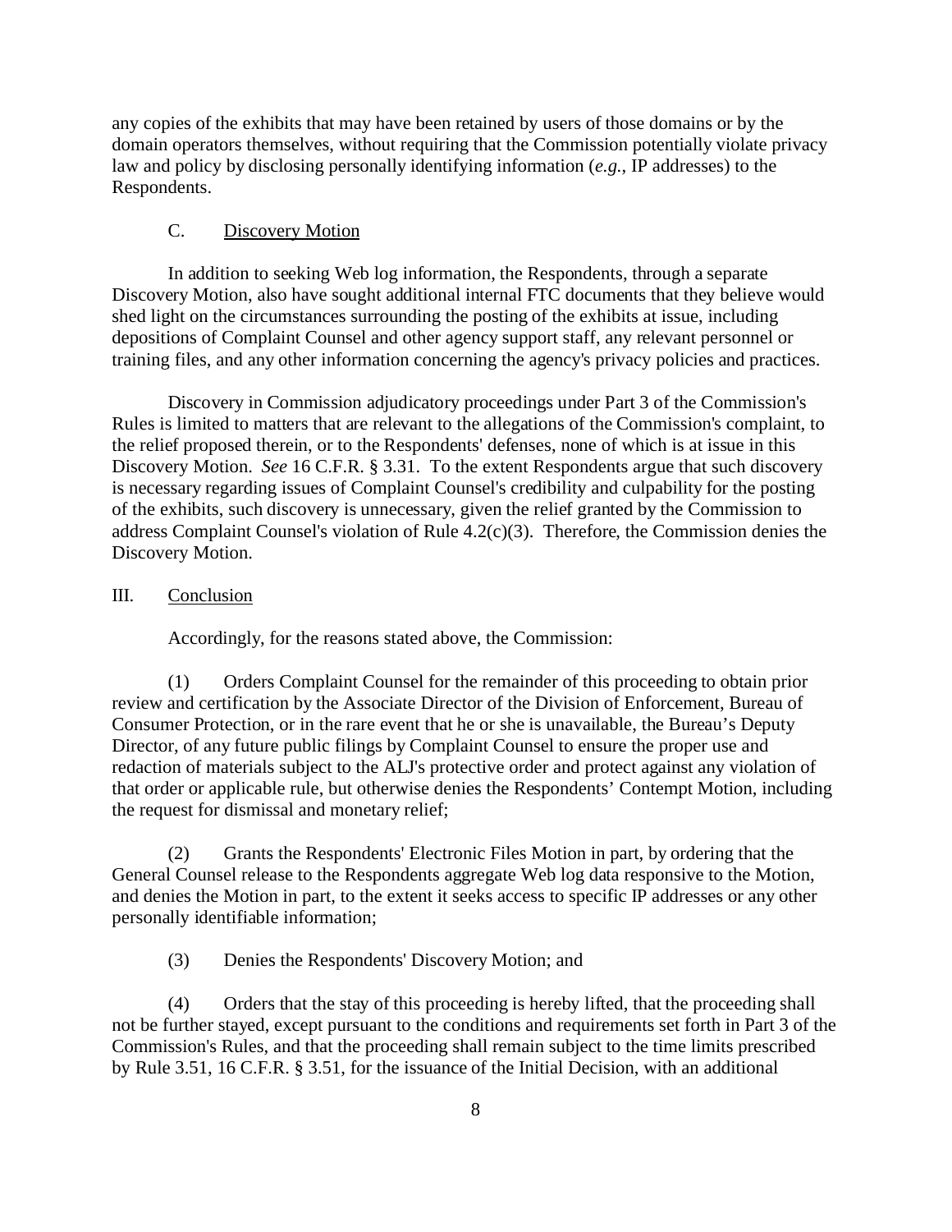any copies of the exhibits that may have been retained by users of those domains or by the domain operators themselves, without requiring that the Commission potentially violate privacy law and policy by disclosing personally identifying information (*e.g.*, IP addresses) to the Respondents.

### C. Discovery Motion

In addition to seeking Web log information, the Respondents, through a separate Discovery Motion, also have sought additional internal FTC documents that they believe would shed light on the circumstances surrounding the posting of the exhibits at issue, including depositions of Complaint Counsel and other agency support staff, any relevant personnel or training files, and any other information concerning the agency's privacy policies and practices.

Discovery in Commission adjudicatory proceedings under Part 3 of the Commission's Rules is limited to matters that are relevant to the allegations of the Commission's complaint, to the relief proposed therein, or to the Respondents' defenses, none of which is at issue in this Discovery Motion. *See* 16 C.F.R. § 3.31. To the extent Respondents argue that such discovery is necessary regarding issues of Complaint Counsel's credibility and culpability for the posting of the exhibits, such discovery is unnecessary, given the relief granted by the Commission to address Complaint Counsel's violation of Rule 4.2(c)(3). Therefore, the Commission denies the Discovery Motion.

## III. Conclusion

Accordingly, for the reasons stated above, the Commission:

(1) Orders Complaint Counsel for the remainder of this proceeding to obtain prior review and certification by the Associate Director of the Division of Enforcement, Bureau of Consumer Protection, or in the rare event that he or she is unavailable, the Bureau's Deputy Director, of any future public filings by Complaint Counsel to ensure the proper use and redaction of materials subject to the ALJ's protective order and protect against any violation of that order or applicable rule, but otherwise denies the Respondents' Contempt Motion, including the request for dismissal and monetary relief;

(2) Grants the Respondents' Electronic Files Motion in part, by ordering that the General Counsel release to the Respondents aggregate Web log data responsive to the Motion, and denies the Motion in part, to the extent it seeks access to specific IP addresses or any other personally identifiable information;

(3) Denies the Respondents' Discovery Motion; and

(4) Orders that the stay of this proceeding is hereby lifted, that the proceeding shall not be further stayed, except pursuant to the conditions and requirements set forth in Part 3 of the Commission's Rules, and that the proceeding shall remain subject to the time limits prescribed by Rule 3.51, 16 C.F.R. § 3.51, for the issuance of the Initial Decision, with an additional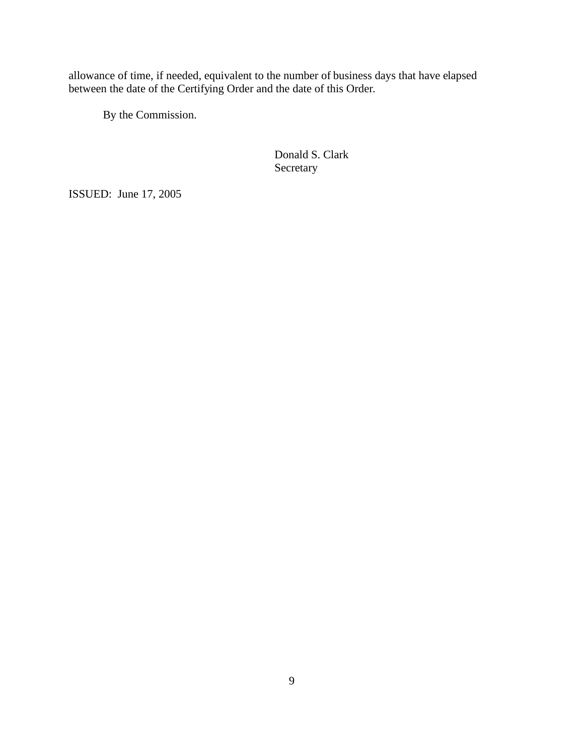allowance of time, if needed, equivalent to the number of business days that have elapsed between the date of the Certifying Order and the date of this Order.

By the Commission.

Donald S. Clark
Secretary

ISSUED: June 17, 2005